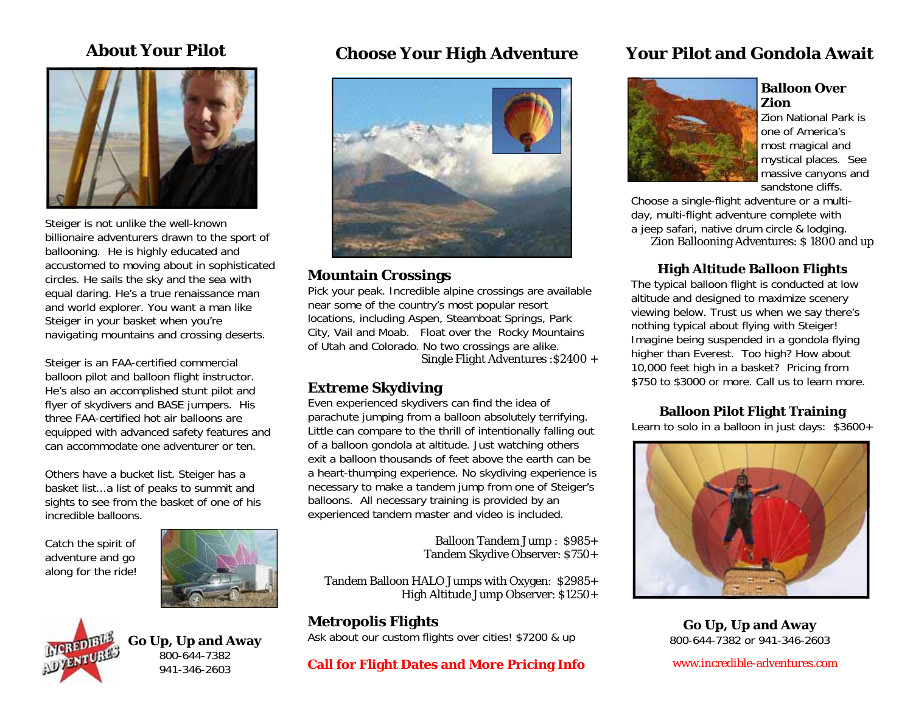## About Your Pilot

Steiger is not unlike the well-known billionaire adventurers drawn to the sport of ballooning. He is highly educated and accustomed to moving about in sophisticated circles. He sails the sky and the sea with equal daring. He's a true renaissance man and world explorer. You want a man like Steiger in your basket when you're navigating mountains and crossing deserts.

Steiger is an FAA-certified commercial balloon pilot and balloon flight instructor. He's also an accomplished stunt pilot and flyer of skydivers and BASE jumpers. His three FAA-certified hot air balloons are equipped with advanced safety features and can accommodate one adventurer or ten.

Others have a bucket list. Steiger has a basket list…a list of peaks to summit and sights to see from the basket of one of his incredible balloons.

Catch the spirit of adventure and go along for the ride!

**Go Up, Up and Away**
800-644-7382
941-346-2603

## Choose Your High Adventure

### Mountain Crossings

Pick your peak. Incredible alpine crossings are available near some of the country's most popular resort locations, including Aspen, Steamboat Springs, Park City, Vail and Moab. Float over the Rocky Mountains of Utah and Colorado. No two crossings are alike.

Single Flight Adventures :$2400 +

### Extreme Skydiving

Even experienced skydivers can find the idea of parachute jumping from a balloon absolutely terrifying. Little can compare to the thrill of intentionally falling out of a balloon gondola at altitude. Just watching others exit a balloon thousands of feet above the earth can be a heart-thumping experience. No skydiving experience is necessary to make a tandem jump from one of Steiger's balloons. All necessary training is provided by an experienced tandem master and video is included.

Balloon Tandem Jump : $985+
Tandem Skydive Observer: $750+

Tandem Balloon HALO Jumps with Oxygen: $2985+
High Altitude Jump Observer: $1250+

### Metropolis Flights

Ask about our custom flights over cities! $7200 & up

**Call for Flight Dates and More Pricing Info**

## Your Pilot and Gondola Await

### Balloon Over Zion

Zion National Park is one of America's most magical and mystical places. See massive canyons and sandstone cliffs.

Choose a single-flight adventure or a multi-day, multi-flight adventure complete with a jeep safari, native drum circle & lodging.

Zion Ballooning Adventures: $ 1800 and up

### High Altitude Balloon Flights

The typical balloon flight is conducted at low altitude and designed to maximize scenery viewing below. Trust us when we say there's nothing typical about flying with Steiger! Imagine being suspended in a gondola flying higher than Everest. Too high? How about 10,000 feet high in a basket? Pricing from $750 to $3000 or more. Call us to learn more.

### Balloon Pilot Flight Training

Learn to solo in a balloon in just days: $3600+

**Go Up, Up and Away**
800-644-7382 or 941-346-2603

www.incredible-adventures.com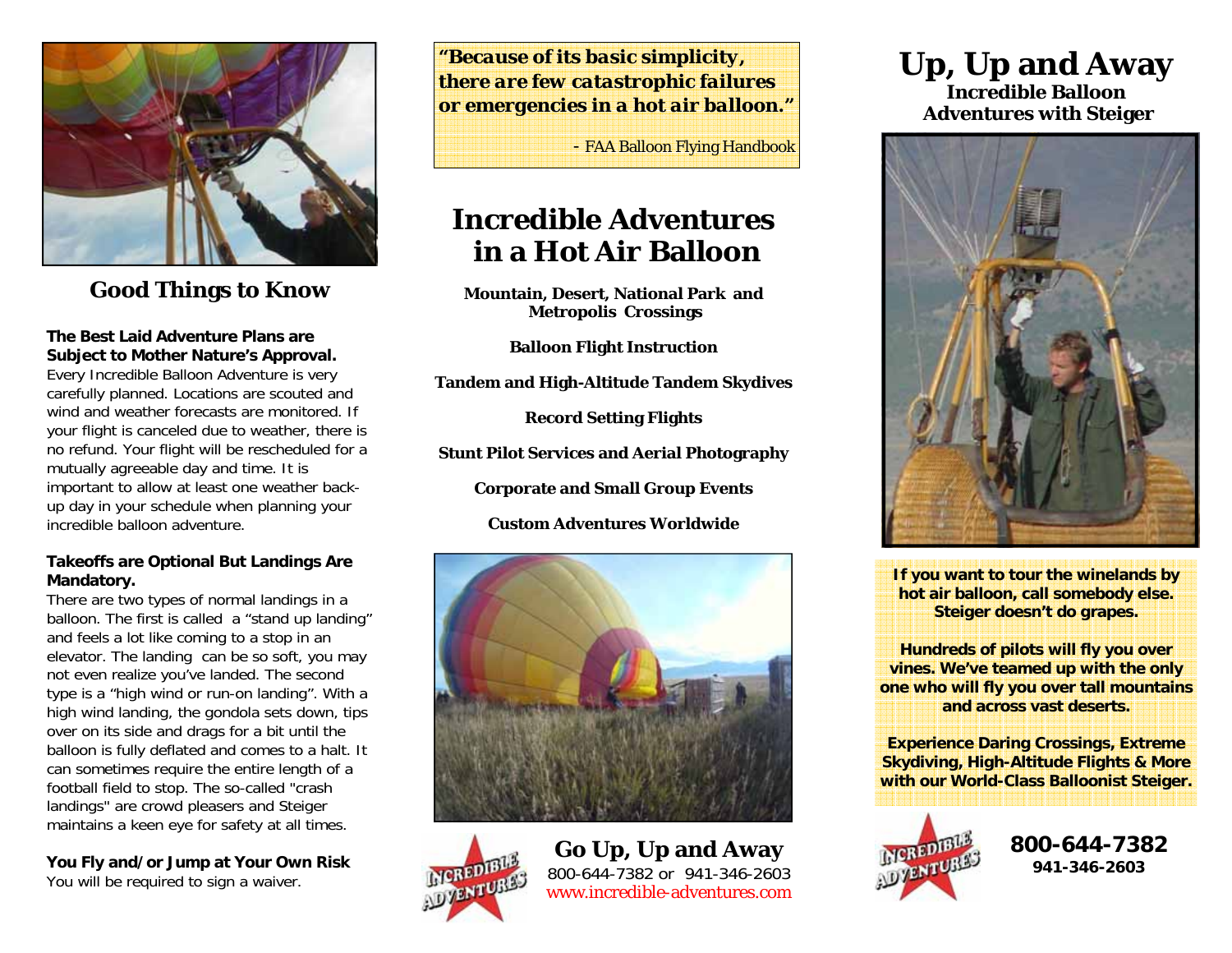## Good Things to Know

**The Best Laid Adventure Plans are Subject to Mother Nature's Approval.**
Every Incredible Balloon Adventure is very carefully planned. Locations are scouted and wind and weather forecasts are monitored. If your flight is canceled due to weather, there is no refund. Your flight will be rescheduled for a mutually agreeable day and time. It is important to allow at least one weather back-up day in your schedule when planning your incredible balloon adventure.

**Takeoffs are Optional But Landings Are Mandatory.**
There are two types of normal landings in a balloon. The first is called a "stand up landing" and feels a lot like coming to a stop in an elevator. The landing can be so soft, you may not even realize you've landed. The second type is a "high wind or run-on landing". With a high wind landing, the gondola sets down, tips over on its side and drags for a bit until the balloon is fully deflated and comes to a halt. It can sometimes require the entire length of a football field to stop. The so-called "crash landings" are crowd pleasers and Steiger maintains a keen eye for safety at all times.

**You Fly and/or Jump at Your Own Risk**
You will be required to sign a waiver.

***"Because of its basic simplicity, there are few catastrophic failures or emergencies in a hot air balloon."***

*- FAA Balloon Flying Handbook*

## Incredible Adventures in a Hot Air Balloon

**Mountain, Desert, National Park and Metropolis Crossings**

**Balloon Flight Instruction**

**Tandem and High-Altitude Tandem Skydives**

**Record Setting Flights**

**Stunt Pilot Services and Aerial Photography**

**Corporate and Small Group Events**

**Custom Adventures Worldwide**

INCREDIBLE ADVENTURES

**Go Up, Up and Away**
800-644-7382 or 941-346-2603
www.incredible-adventures.com

# Up, Up and Away
**Incredible Balloon Adventures with Steiger**

**If you want to tour the winelands by hot air balloon, call somebody else. Steiger doesn't do grapes.**

**Hundreds of pilots will fly you over vines. We've teamed up with the only one who will fly you over tall mountains and across vast deserts.**

**Experience Daring Crossings, Extreme Skydiving, High-Altitude Flights & More with our World-Class Balloonist Steiger.**

INCREDIBLE ADVENTURES

**800-644-7382**
**941-346-2603**